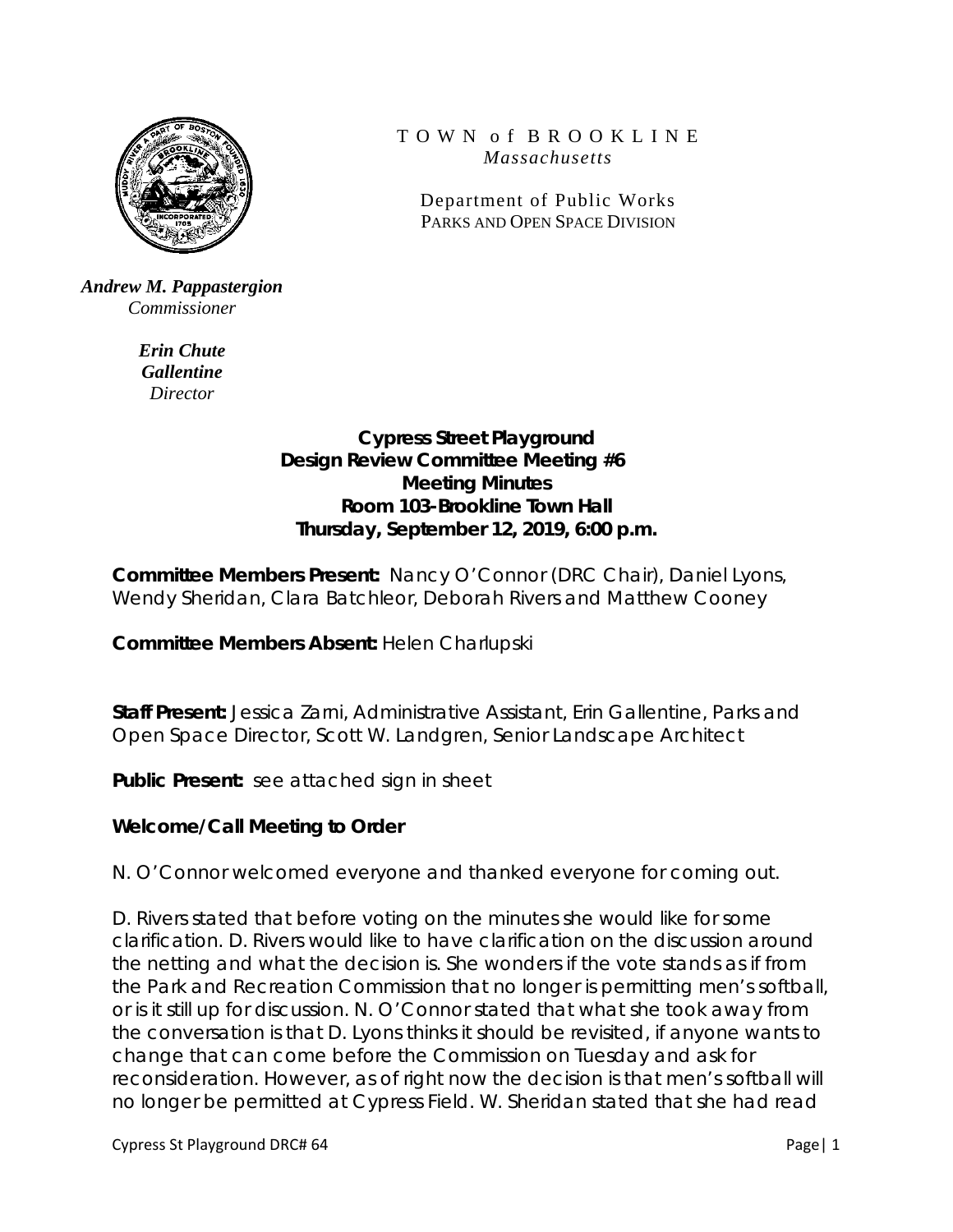TOWN of BROOKLINE
*Massachusetts*

Department of Public Works
PARKS AND OPEN SPACE DIVISION

***Andrew M. Pappastergion***
*Commissioner*

***Erin Chute Gallentine***
*Director*

**Cypress Street Playground**
**Design Review Committee Meeting #6**
**Meeting Minutes**
**Room 103-Brookline Town Hall**
**Thursday, September 12, 2019, 6:00 p.m.**

**Committee Members Present:** Nancy O'Connor (DRC Chair), Daniel Lyons, Wendy Sheridan, Clara Batchleor, Deborah Rivers and Matthew Cooney

**Committee Members Absent:** Helen Charlupski

**Staff Present:** Jessica Zarni, Administrative Assistant, Erin Gallentine, Parks and Open Space Director, Scott W. Landgren, Senior Landscape Architect

**Public Present:** see attached sign in sheet

**Welcome/Call Meeting to Order**

N. O'Connor welcomed everyone and thanked everyone for coming out.

D. Rivers stated that before voting on the minutes she would like for some clarification. D. Rivers would like to have clarification on the discussion around the netting and what the decision is. She wonders if the vote stands as if from the Park and Recreation Commission that no longer is permitting men's softball, or is it still up for discussion. N. O'Connor stated that what she took away from the conversation is that D. Lyons thinks it should be revisited, if anyone wants to change that can come before the Commission on Tuesday and ask for reconsideration. However, as of right now the decision is that men's softball will no longer be permitted at Cypress Field. W. Sheridan stated that she had read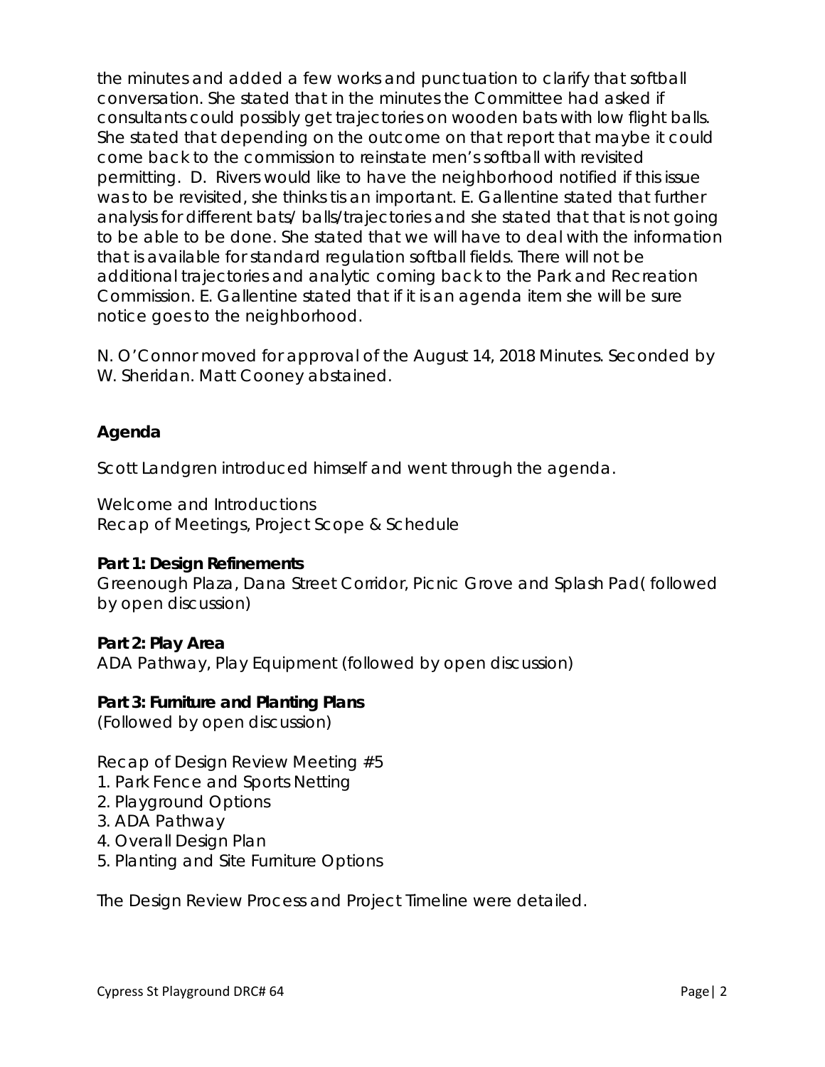the minutes and added a few works and punctuation to clarify that softball conversation. She stated that in the minutes the Committee had asked if consultants could possibly get trajectories on wooden bats with low flight balls. She stated that depending on the outcome on that report that maybe it could come back to the commission to reinstate men's softball with revisited permitting. D. Rivers would like to have the neighborhood notified if this issue was to be revisited, she thinks tis an important. E. Gallentine stated that further analysis for different bats/ balls/trajectories and she stated that that is not going to be able to be done. She stated that we will have to deal with the information that is available for standard regulation softball fields. There will not be additional trajectories and analytic coming back to the Park and Recreation Commission. E. Gallentine stated that if it is an agenda item she will be sure notice goes to the neighborhood.

N. O'Connor moved for approval of the August 14, 2018 Minutes. Seconded by W. Sheridan. Matt Cooney abstained.

## Agenda

Scott Landgren introduced himself and went through the agenda.

Welcome and Introductions
Recap of Meetings, Project Scope & Schedule

**Part 1: Design Refinements**
Greenough Plaza, Dana Street Corridor, Picnic Grove and Splash Pad( followed by open discussion)

**Part 2: Play Area**
ADA Pathway, Play Equipment (followed by open discussion)

**Part 3: Furniture and Planting Plans**
(Followed by open discussion)

Recap of Design Review Meeting #5

1. Park Fence and Sports Netting
2. Playground Options
3. ADA Pathway
4. Overall Design Plan
5. Planting and Site Furniture Options

The Design Review Process and Project Timeline were detailed.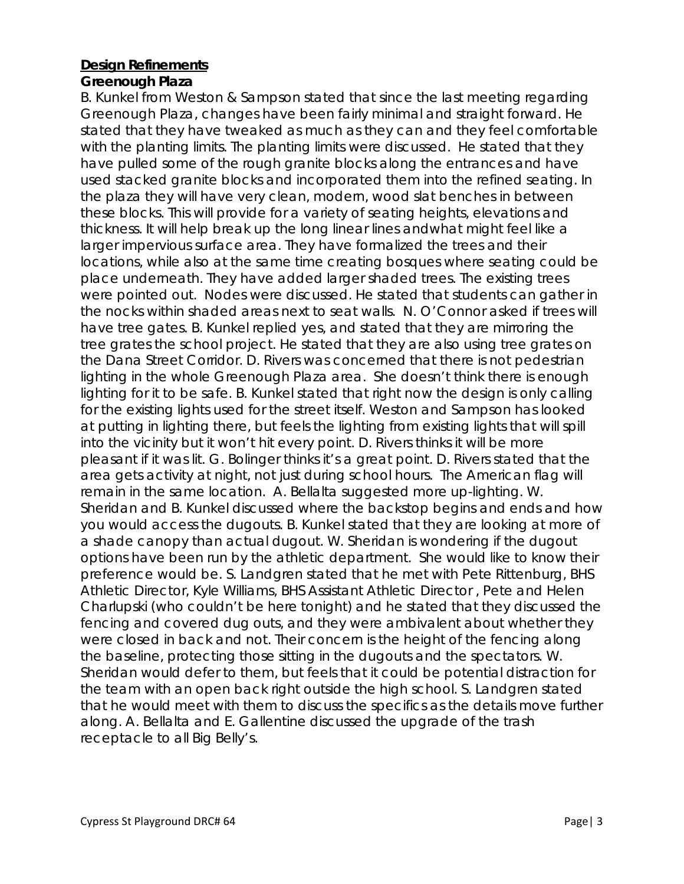## Design Refinements

### Greenough Plaza

B. Kunkel from Weston & Sampson stated that since the last meeting regarding Greenough Plaza, changes have been fairly minimal and straight forward. He stated that they have tweaked as much as they can and they feel comfortable with the planting limits. The planting limits were discussed. He stated that they have pulled some of the rough granite blocks along the entrances and have used stacked granite blocks and incorporated them into the refined seating. In the plaza they will have very clean, modern, wood slat benches in between these blocks. This will provide for a variety of seating heights, elevations and thickness. It will help break up the long linear lines andwhat might feel like a larger impervious surface area. They have formalized the trees and their locations, while also at the same time creating bosques where seating could be place underneath. They have added larger shaded trees. The existing trees were pointed out. Nodes were discussed. He stated that students can gather in the nocks within shaded areas next to seat walls. N. O'Connor asked if trees will have tree gates. B. Kunkel replied yes, and stated that they are mirroring the tree grates the school project. He stated that they are also using tree grates on the Dana Street Corridor. D. Rivers was concerned that there is not pedestrian lighting in the whole Greenough Plaza area. She doesn't think there is enough lighting for it to be safe. B. Kunkel stated that right now the design is only calling for the existing lights used for the street itself. Weston and Sampson has looked at putting in lighting there, but feels the lighting from existing lights that will spill into the vicinity but it won't hit every point. D. Rivers thinks it will be more pleasant if it was lit. G. Bolinger thinks it's a great point. D. Rivers stated that the area gets activity at night, not just during school hours. The American flag will remain in the same location. A. Bellalta suggested more up-lighting. W. Sheridan and B. Kunkel discussed where the backstop begins and ends and how you would access the dugouts. B. Kunkel stated that they are looking at more of a shade canopy than actual dugout. W. Sheridan is wondering if the dugout options have been run by the athletic department. She would like to know their preference would be. S. Landgren stated that he met with Pete Rittenburg, BHS Athletic Director, Kyle Williams, BHS Assistant Athletic Director , Pete and Helen Charlupski (who couldn't be here tonight) and he stated that they discussed the fencing and covered dug outs, and they were ambivalent about whether they were closed in back and not. Their concern is the height of the fencing along the baseline, protecting those sitting in the dugouts and the spectators. W. Sheridan would defer to them, but feels that it could be potential distraction for the team with an open back right outside the high school. S. Landgren stated that he would meet with them to discuss the specifics as the details move further along. A. Bellalta and E. Gallentine discussed the upgrade of the trash receptacle to all Big Belly's.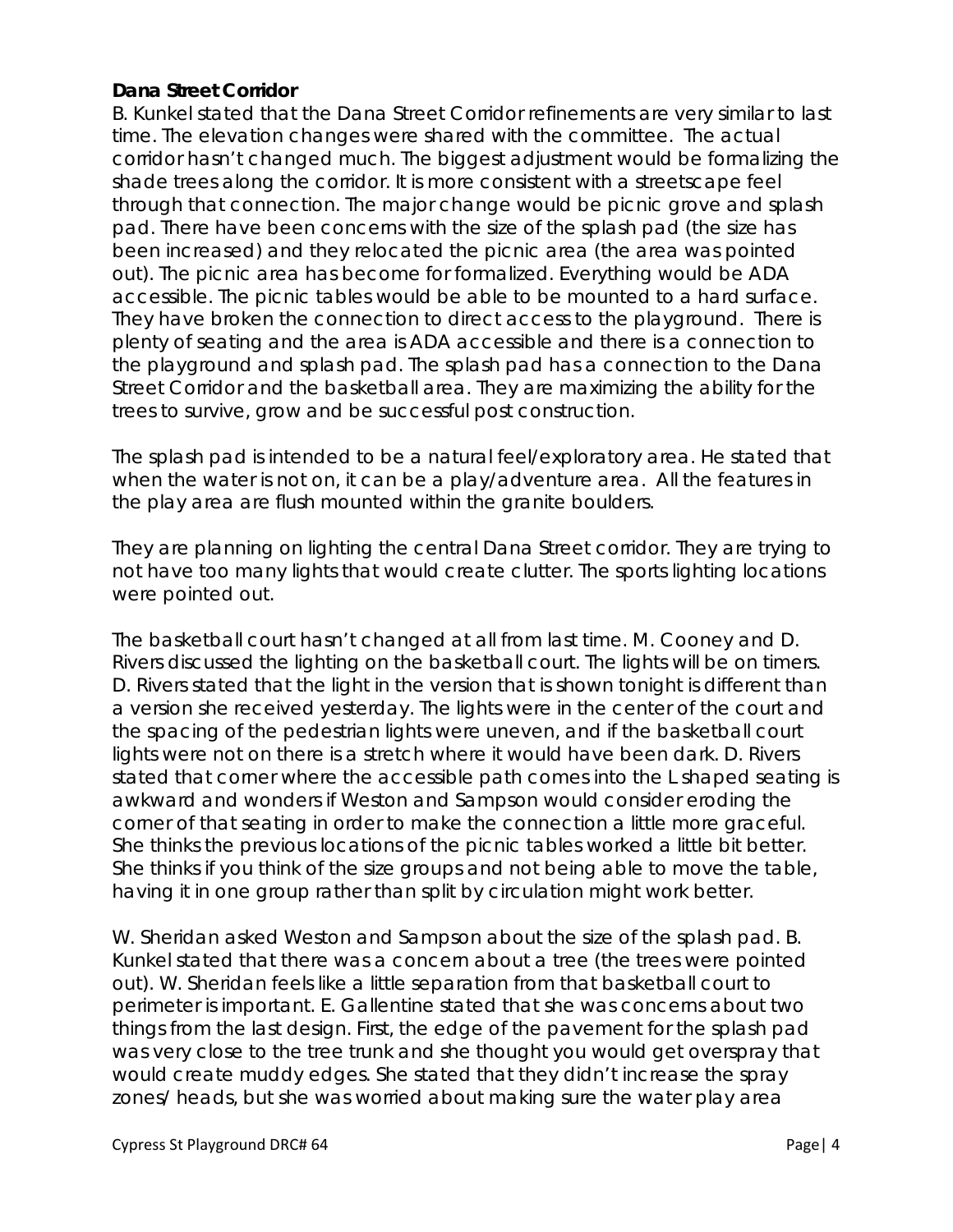**Dana Street Corridor**

B. Kunkel stated that the Dana Street Corridor refinements are very similar to last time. The elevation changes were shared with the committee. The actual corridor hasn't changed much. The biggest adjustment would be formalizing the shade trees along the corridor. It is more consistent with a streetscape feel through that connection. The major change would be picnic grove and splash pad. There have been concerns with the size of the splash pad (the size has been increased) and they relocated the picnic area (the area was pointed out). The picnic area has become for formalized. Everything would be ADA accessible. The picnic tables would be able to be mounted to a hard surface. They have broken the connection to direct access to the playground. There is plenty of seating and the area is ADA accessible and there is a connection to the playground and splash pad. The splash pad has a connection to the Dana Street Corridor and the basketball area. They are maximizing the ability for the trees to survive, grow and be successful post construction.

The splash pad is intended to be a natural feel/exploratory area. He stated that when the water is not on, it can be a play/adventure area. All the features in the play area are flush mounted within the granite boulders.

They are planning on lighting the central Dana Street corridor. They are trying to not have too many lights that would create clutter. The sports lighting locations were pointed out.

The basketball court hasn't changed at all from last time. M. Cooney and D. Rivers discussed the lighting on the basketball court. The lights will be on timers. D. Rivers stated that the light in the version that is shown tonight is different than a version she received yesterday. The lights were in the center of the court and the spacing of the pedestrian lights were uneven, and if the basketball court lights were not on there is a stretch where it would have been dark. D. Rivers stated that corner where the accessible path comes into the L shaped seating is awkward and wonders if Weston and Sampson would consider eroding the corner of that seating in order to make the connection a little more graceful. She thinks the previous locations of the picnic tables worked a little bit better. She thinks if you think of the size groups and not being able to move the table, having it in one group rather than split by circulation might work better.

W. Sheridan asked Weston and Sampson about the size of the splash pad. B. Kunkel stated that there was a concern about a tree (the trees were pointed out). W. Sheridan feels like a little separation from that basketball court to perimeter is important. E. Gallentine stated that she was concerns about two things from the last design. First, the edge of the pavement for the splash pad was very close to the tree trunk and she thought you would get overspray that would create muddy edges. She stated that they didn't increase the spray zones/ heads, but she was worried about making sure the water play area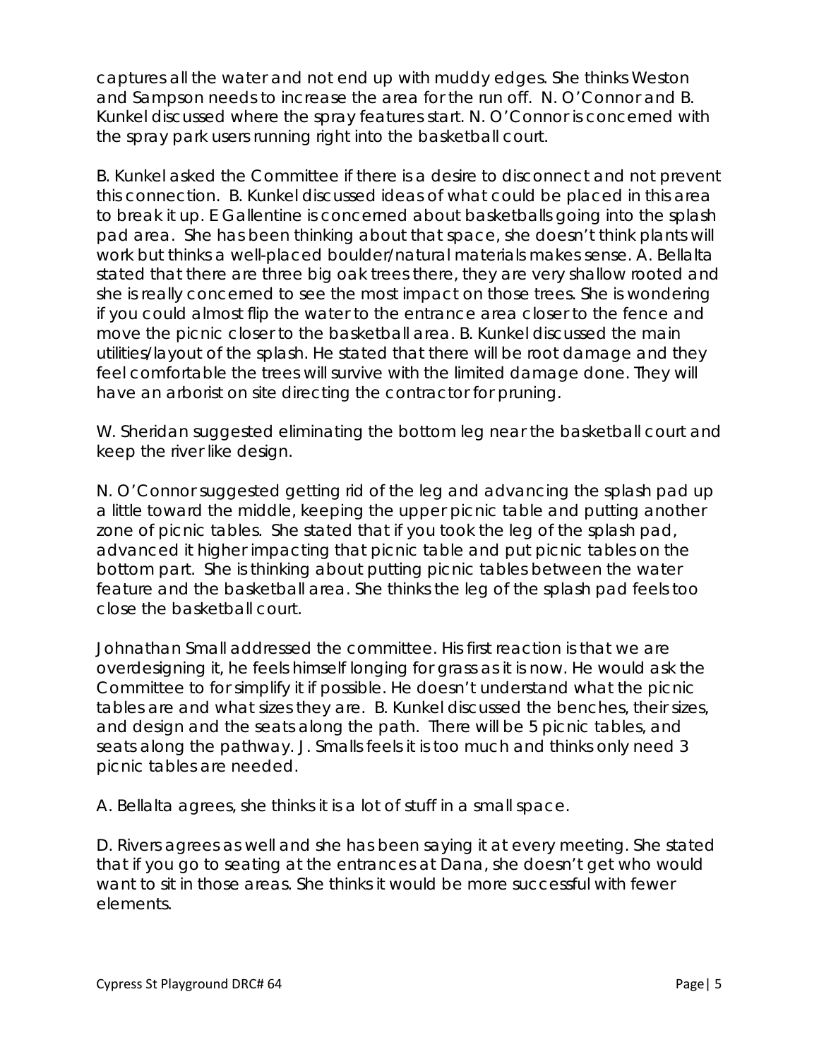captures all the water and not end up with muddy edges. She thinks Weston and Sampson needs to increase the area for the run off. N. O'Connor and B. Kunkel discussed where the spray features start. N. O'Connor is concerned with the spray park users running right into the basketball court.

B. Kunkel asked the Committee if there is a desire to disconnect and not prevent this connection. B. Kunkel discussed ideas of what could be placed in this area to break it up. E Gallentine is concerned about basketballs going into the splash pad area. She has been thinking about that space, she doesn't think plants will work but thinks a well-placed boulder/natural materials makes sense. A. Bellalta stated that there are three big oak trees there, they are very shallow rooted and she is really concerned to see the most impact on those trees. She is wondering if you could almost flip the water to the entrance area closer to the fence and move the picnic closer to the basketball area. B. Kunkel discussed the main utilities/layout of the splash. He stated that there will be root damage and they feel comfortable the trees will survive with the limited damage done. They will have an arborist on site directing the contractor for pruning.

W. Sheridan suggested eliminating the bottom leg near the basketball court and keep the river like design.

N. O'Connor suggested getting rid of the leg and advancing the splash pad up a little toward the middle, keeping the upper picnic table and putting another zone of picnic tables. She stated that if you took the leg of the splash pad, advanced it higher impacting that picnic table and put picnic tables on the bottom part. She is thinking about putting picnic tables between the water feature and the basketball area. She thinks the leg of the splash pad feels too close the basketball court.

Johnathan Small addressed the committee. His first reaction is that we are overdesigning it, he feels himself longing for grass as it is now. He would ask the Committee to for simplify it if possible. He doesn't understand what the picnic tables are and what sizes they are. B. Kunkel discussed the benches, their sizes, and design and the seats along the path. There will be 5 picnic tables, and seats along the pathway. J. Smalls feels it is too much and thinks only need 3 picnic tables are needed.

A. Bellalta agrees, she thinks it is a lot of stuff in a small space.

D. Rivers agrees as well and she has been saying it at every meeting. She stated that if you go to seating at the entrances at Dana, she doesn't get who would want to sit in those areas. She thinks it would be more successful with fewer elements.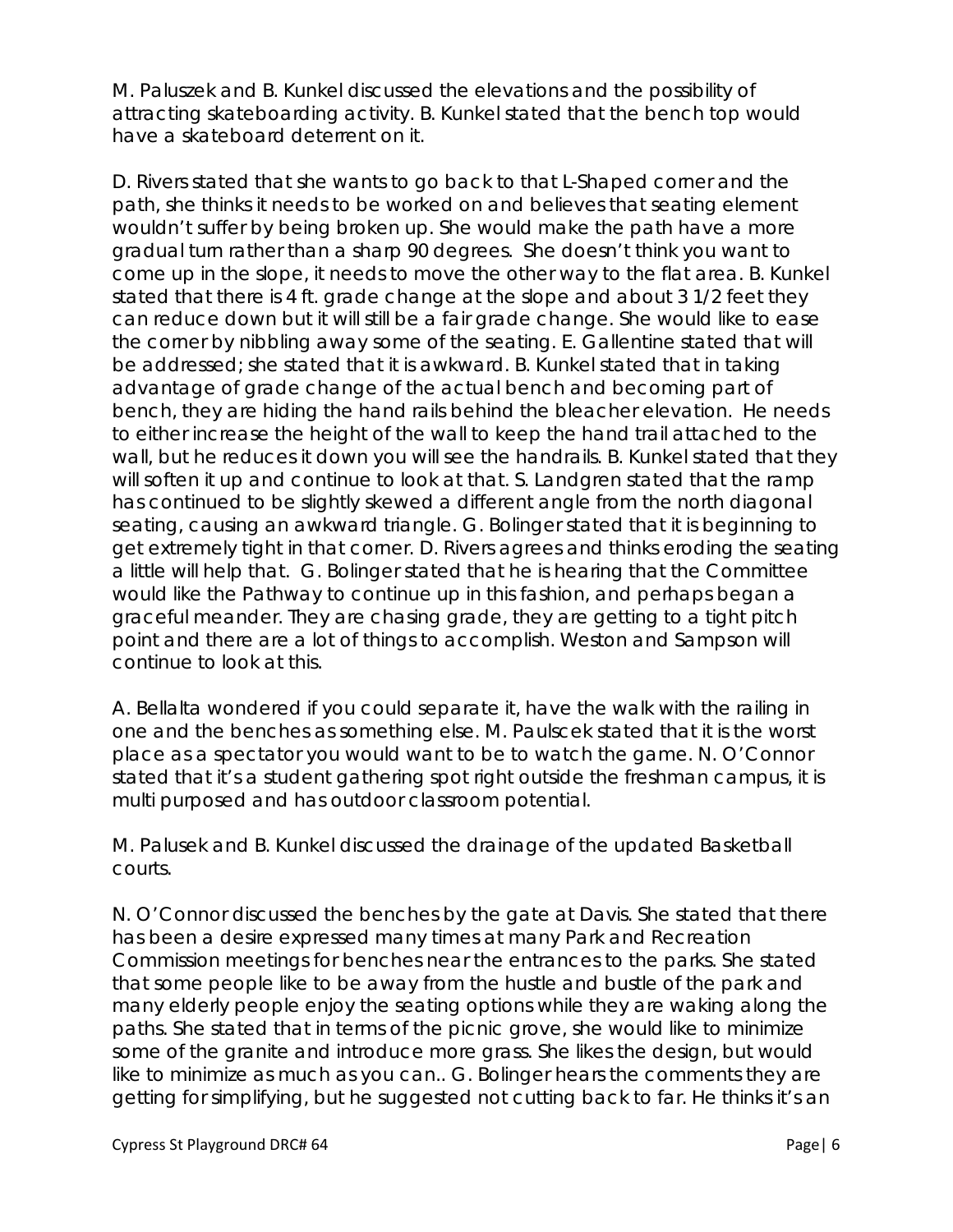M. Paluszek and B. Kunkel discussed the elevations and the possibility of attracting skateboarding activity. B. Kunkel stated that the bench top would have a skateboard deterrent on it.

D. Rivers stated that she wants to go back to that L-Shaped corner and the path, she thinks it needs to be worked on and believes that seating element wouldn't suffer by being broken up. She would make the path have a more gradual turn rather than a sharp 90 degrees. She doesn't think you want to come up in the slope, it needs to move the other way to the flat area. B. Kunkel stated that there is 4 ft. grade change at the slope and about 3 1/2 feet they can reduce down but it will still be a fair grade change. She would like to ease the corner by nibbling away some of the seating. E. Gallentine stated that will be addressed; she stated that it is awkward. B. Kunkel stated that in taking advantage of grade change of the actual bench and becoming part of bench, they are hiding the hand rails behind the bleacher elevation. He needs to either increase the height of the wall to keep the hand trail attached to the wall, but he reduces it down you will see the handrails. B. Kunkel stated that they will soften it up and continue to look at that. S. Landgren stated that the ramp has continued to be slightly skewed a different angle from the north diagonal seating, causing an awkward triangle. G. Bolinger stated that it is beginning to get extremely tight in that corner. D. Rivers agrees and thinks eroding the seating a little will help that. G. Bolinger stated that he is hearing that the Committee would like the Pathway to continue up in this fashion, and perhaps began a graceful meander. They are chasing grade, they are getting to a tight pitch point and there are a lot of things to accomplish. Weston and Sampson will continue to look at this.

A. Bellalta wondered if you could separate it, have the walk with the railing in one and the benches as something else. M. Paulscek stated that it is the worst place as a spectator you would want to be to watch the game. N. O'Connor stated that it's a student gathering spot right outside the freshman campus, it is multi purposed and has outdoor classroom potential.

M. Palusek and B. Kunkel discussed the drainage of the updated Basketball courts.

N. O'Connor discussed the benches by the gate at Davis. She stated that there has been a desire expressed many times at many Park and Recreation Commission meetings for benches near the entrances to the parks. She stated that some people like to be away from the hustle and bustle of the park and many elderly people enjoy the seating options while they are waking along the paths. She stated that in terms of the picnic grove, she would like to minimize some of the granite and introduce more grass. She likes the design, but would like to minimize as much as you can.. G. Bolinger hears the comments they are getting for simplifying, but he suggested not cutting back to far. He thinks it's an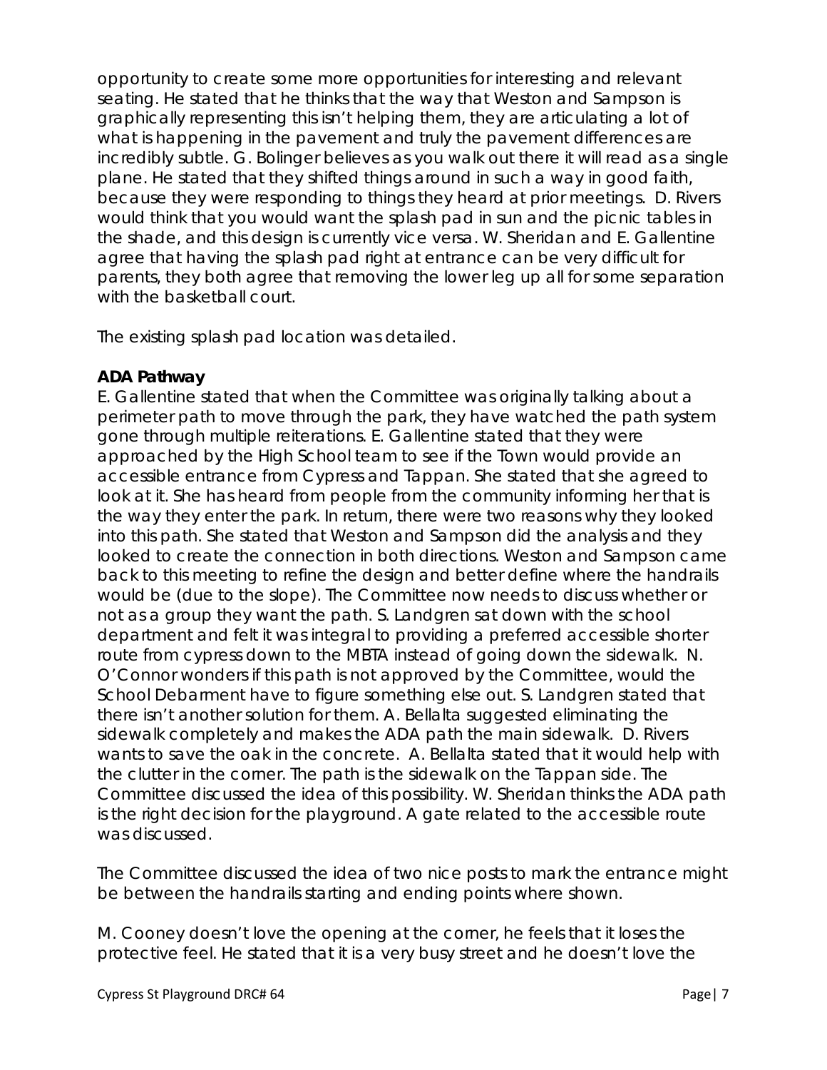opportunity to create some more opportunities for interesting and relevant seating. He stated that he thinks that the way that Weston and Sampson is graphically representing this isn't helping them, they are articulating a lot of what is happening in the pavement and truly the pavement differences are incredibly subtle. G. Bolinger believes as you walk out there it will read as a single plane. He stated that they shifted things around in such a way in good faith, because they were responding to things they heard at prior meetings. D. Rivers would think that you would want the splash pad in sun and the picnic tables in the shade, and this design is currently vice versa. W. Sheridan and E. Gallentine agree that having the splash pad right at entrance can be very difficult for parents, they both agree that removing the lower leg up all for some separation with the basketball court.

The existing splash pad location was detailed.

**ADA Pathway**

E. Gallentine stated that when the Committee was originally talking about a perimeter path to move through the park, they have watched the path system gone through multiple reiterations. E. Gallentine stated that they were approached by the High School team to see if the Town would provide an accessible entrance from Cypress and Tappan. She stated that she agreed to look at it. She has heard from people from the community informing her that is the way they enter the park. In return, there were two reasons why they looked into this path. She stated that Weston and Sampson did the analysis and they looked to create the connection in both directions. Weston and Sampson came back to this meeting to refine the design and better define where the handrails would be (due to the slope). The Committee now needs to discuss whether or not as a group they want the path. S. Landgren sat down with the school department and felt it was integral to providing a preferred accessible shorter route from cypress down to the MBTA instead of going down the sidewalk. N. O'Connor wonders if this path is not approved by the Committee, would the School Debarment have to figure something else out. S. Landgren stated that there isn't another solution for them. A. Bellalta suggested eliminating the sidewalk completely and makes the ADA path the main sidewalk. D. Rivers wants to save the oak in the concrete. A. Bellalta stated that it would help with the clutter in the corner. The path is the sidewalk on the Tappan side. The Committee discussed the idea of this possibility. W. Sheridan thinks the ADA path is the right decision for the playground. A gate related to the accessible route was discussed.

The Committee discussed the idea of two nice posts to mark the entrance might be between the handrails starting and ending points where shown.

M. Cooney doesn't love the opening at the corner, he feels that it loses the protective feel. He stated that it is a very busy street and he doesn't love the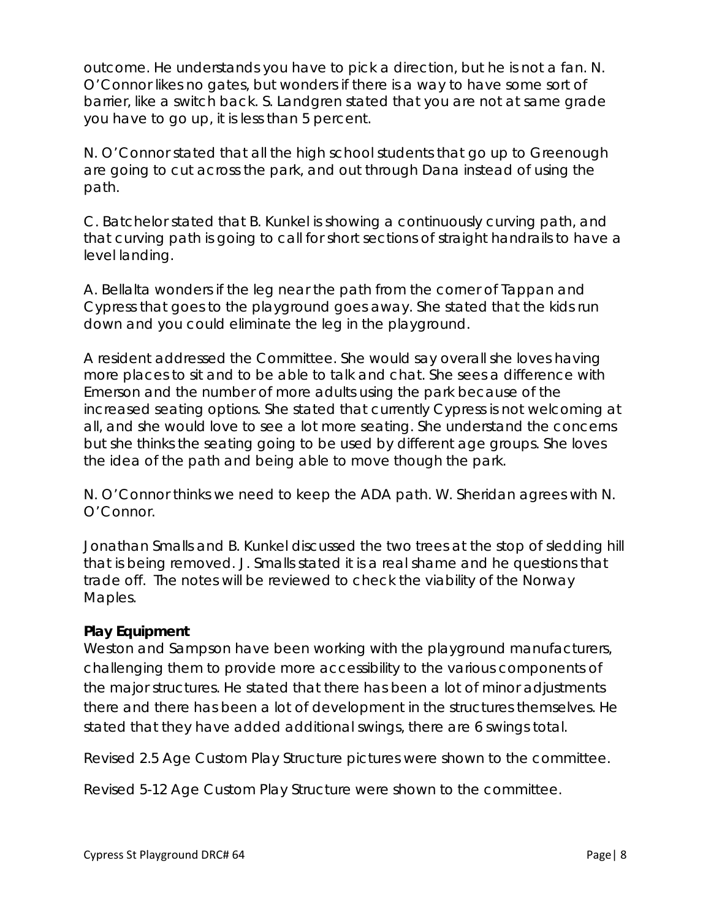outcome. He understands you have to pick a direction, but he is not a fan. N. O'Connor likes no gates, but wonders if there is a way to have some sort of barrier, like a switch back. S. Landgren stated that you are not at same grade you have to go up, it is less than 5 percent.

N. O'Connor stated that all the high school students that go up to Greenough are going to cut across the park, and out through Dana instead of using the path.

C. Batchelor stated that B. Kunkel is showing a continuously curving path, and that curving path is going to call for short sections of straight handrails to have a level landing.

A. Bellalta wonders if the leg near the path from the corner of Tappan and Cypress that goes to the playground goes away. She stated that the kids run down and you could eliminate the leg in the playground.

A resident addressed the Committee. She would say overall she loves having more places to sit and to be able to talk and chat. She sees a difference with Emerson and the number of more adults using the park because of the increased seating options. She stated that currently Cypress is not welcoming at all, and she would love to see a lot more seating. She understand the concerns but she thinks the seating going to be used by different age groups. She loves the idea of the path and being able to move though the park.

N. O'Connor thinks we need to keep the ADA path. W. Sheridan agrees with N. O'Connor.

Jonathan Smalls and B. Kunkel discussed the two trees at the stop of sledding hill that is being removed. J. Smalls stated it is a real shame and he questions that trade off. The notes will be reviewed to check the viability of the Norway Maples.

**Play Equipment**

Weston and Sampson have been working with the playground manufacturers, challenging them to provide more accessibility to the various components of the major structures. He stated that there has been a lot of minor adjustments there and there has been a lot of development in the structures themselves. He stated that they have added additional swings, there are 6 swings total.

Revised 2.5 Age Custom Play Structure pictures were shown to the committee.

Revised 5-12 Age Custom Play Structure were shown to the committee.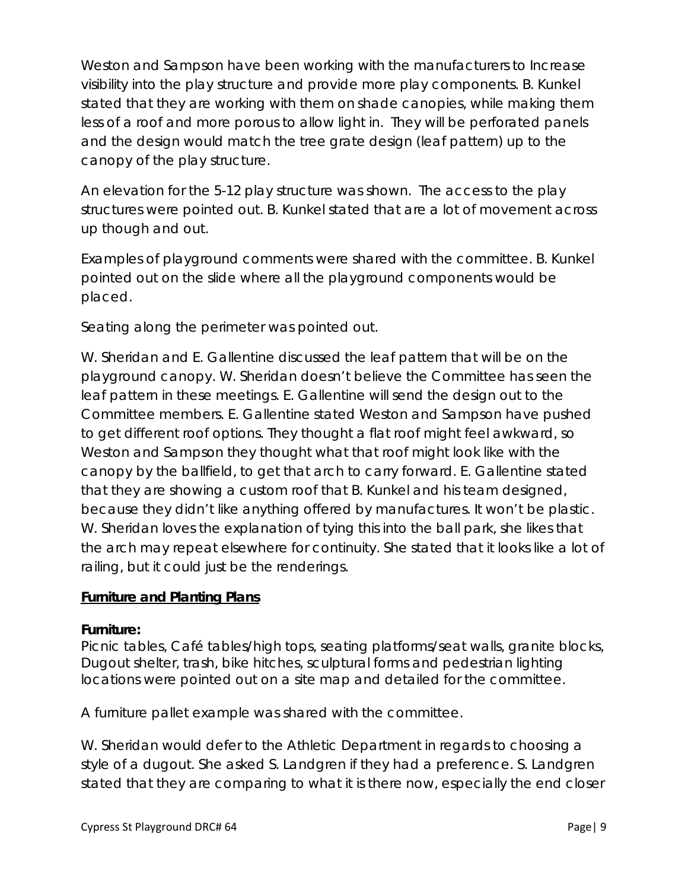Weston and Sampson have been working with the manufacturers to Increase visibility into the play structure and provide more play components. B. Kunkel stated that they are working with them on shade canopies, while making them less of a roof and more porous to allow light in. They will be perforated panels and the design would match the tree grate design (leaf pattern) up to the canopy of the play structure.

An elevation for the 5-12 play structure was shown. The access to the play structures were pointed out. B. Kunkel stated that are a lot of movement across up though and out.

Examples of playground comments were shared with the committee. B. Kunkel pointed out on the slide where all the playground components would be placed.

Seating along the perimeter was pointed out.

W. Sheridan and E. Gallentine discussed the leaf pattern that will be on the playground canopy. W. Sheridan doesn't believe the Committee has seen the leaf pattern in these meetings. E. Gallentine will send the design out to the Committee members. E. Gallentine stated Weston and Sampson have pushed to get different roof options. They thought a flat roof might feel awkward, so Weston and Sampson they thought what that roof might look like with the canopy by the ballfield, to get that arch to carry forward. E. Gallentine stated that they are showing a custom roof that B. Kunkel and his team designed, because they didn't like anything offered by manufactures. It won't be plastic. W. Sheridan loves the explanation of tying this into the ball park, she likes that the arch may repeat elsewhere for continuity. She stated that it looks like a lot of railing, but it could just be the renderings.

## **Furniture and Planting Plans**

**Furniture:**
Picnic tables, Café tables/high tops, seating platforms/seat walls, granite blocks, Dugout shelter, trash, bike hitches, sculptural forms and pedestrian lighting locations were pointed out on a site map and detailed for the committee.

A furniture pallet example was shared with the committee.

W. Sheridan would defer to the Athletic Department in regards to choosing a style of a dugout. She asked S. Landgren if they had a preference. S. Landgren stated that they are comparing to what it is there now, especially the end closer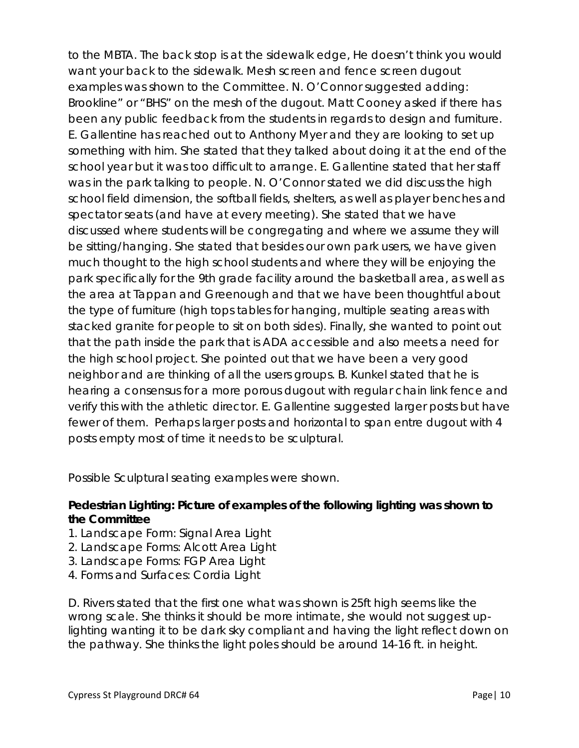to the MBTA. The back stop is at the sidewalk edge, He doesn't think you would want your back to the sidewalk. Mesh screen and fence screen dugout examples was shown to the Committee. N. O'Connor suggested adding: Brookline" or "BHS" on the mesh of the dugout. Matt Cooney asked if there has been any public feedback from the students in regards to design and furniture. E. Gallentine has reached out to Anthony Myer and they are looking to set up something with him. She stated that they talked about doing it at the end of the school year but it was too difficult to arrange. E. Gallentine stated that her staff was in the park talking to people. N. O'Connor stated we did discuss the high school field dimension, the softball fields, shelters, as well as player benches and spectator seats (and have at every meeting). She stated that we have discussed where students will be congregating and where we assume they will be sitting/hanging. She stated that besides our own park users, we have given much thought to the high school students and where they will be enjoying the park specifically for the 9th grade facility around the basketball area, as well as the area at Tappan and Greenough and that we have been thoughtful about the type of furniture (high tops tables for hanging, multiple seating areas with stacked granite for people to sit on both sides). Finally, she wanted to point out that the path inside the park that is ADA accessible and also meets a need for the high school project. She pointed out that we have been a very good neighbor and are thinking of all the users groups. B. Kunkel stated that he is hearing a consensus for a more porous dugout with regular chain link fence and verify this with the athletic director. E. Gallentine suggested larger posts but have fewer of them. Perhaps larger posts and horizontal to span entre dugout with 4 posts empty most of time it needs to be sculptural.

Possible Sculptural seating examples were shown.

**Pedestrian Lighting: Picture of examples of the following lighting was shown to the Committee**

1. Landscape Form: Signal Area Light
2. Landscape Forms: Alcott Area Light
3. Landscape Forms: FGP Area Light
4. Forms and Surfaces: Cordia Light

D. Rivers stated that the first one what was shown is 25ft high seems like the wrong scale. She thinks it should be more intimate, she would not suggest up-lighting wanting it to be dark sky compliant and having the light reflect down on the pathway. She thinks the light poles should be around 14-16 ft. in height.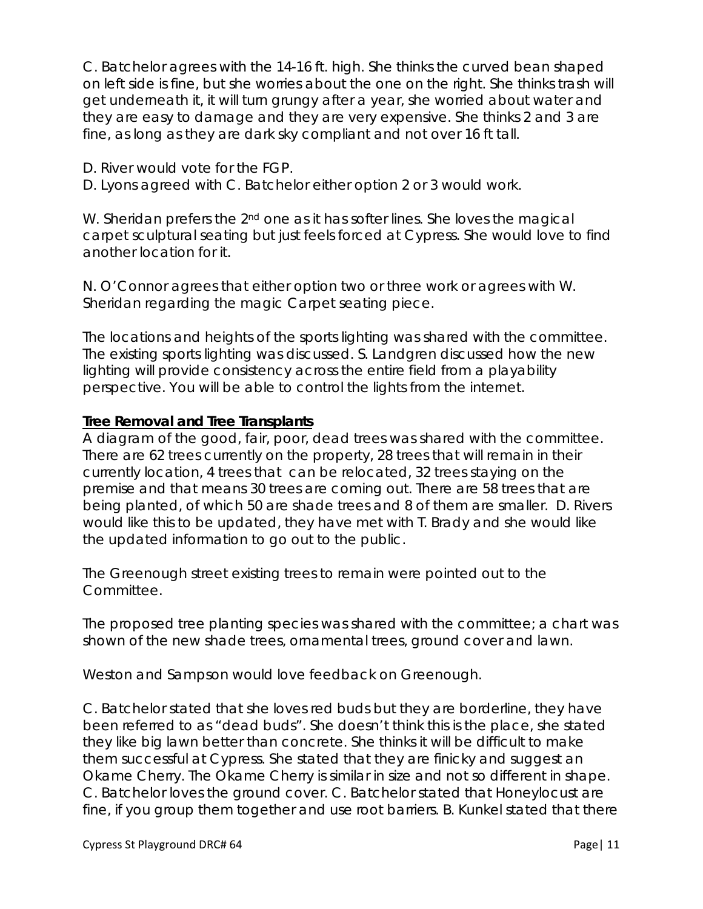C. Batchelor agrees with the 14-16 ft. high. She thinks the curved bean shaped on left side is fine, but she worries about the one on the right. She thinks trash will get underneath it, it will turn grungy after a year, she worried about water and they are easy to damage and they are very expensive. She thinks 2 and 3 are fine, as long as they are dark sky compliant and not over 16 ft tall.

D. River would vote for the FGP.
D. Lyons agreed with C. Batchelor either option 2 or 3 would work.

W. Sheridan prefers the 2nd one as it has softer lines. She loves the magical carpet sculptural seating but just feels forced at Cypress. She would love to find another location for it.

N. O'Connor agrees that either option two or three work or agrees with W. Sheridan regarding the magic Carpet seating piece.

The locations and heights of the sports lighting was shared with the committee. The existing sports lighting was discussed. S. Landgren discussed how the new lighting will provide consistency across the entire field from a playability perspective. You will be able to control the lights from the internet.

**Tree Removal and Tree Transplants**

A diagram of the good, fair, poor, dead trees was shared with the committee. There are 62 trees currently on the property, 28 trees that will remain in their currently location, 4 trees that can be relocated, 32 trees staying on the premise and that means 30 trees are coming out. There are 58 trees that are being planted, of which 50 are shade trees and 8 of them are smaller. D. Rivers would like this to be updated, they have met with T. Brady and she would like the updated information to go out to the public.

The Greenough street existing trees to remain were pointed out to the Committee.

The proposed tree planting species was shared with the committee; a chart was shown of the new shade trees, ornamental trees, ground cover and lawn.

Weston and Sampson would love feedback on Greenough.

C. Batchelor stated that she loves red buds but they are borderline, they have been referred to as "dead buds". She doesn't think this is the place, she stated they like big lawn better than concrete. She thinks it will be difficult to make them successful at Cypress. She stated that they are finicky and suggest an Okame Cherry. The Okame Cherry is similar in size and not so different in shape. C. Batchelor loves the ground cover. C. Batchelor stated that Honeylocust are fine, if you group them together and use root barriers. B. Kunkel stated that there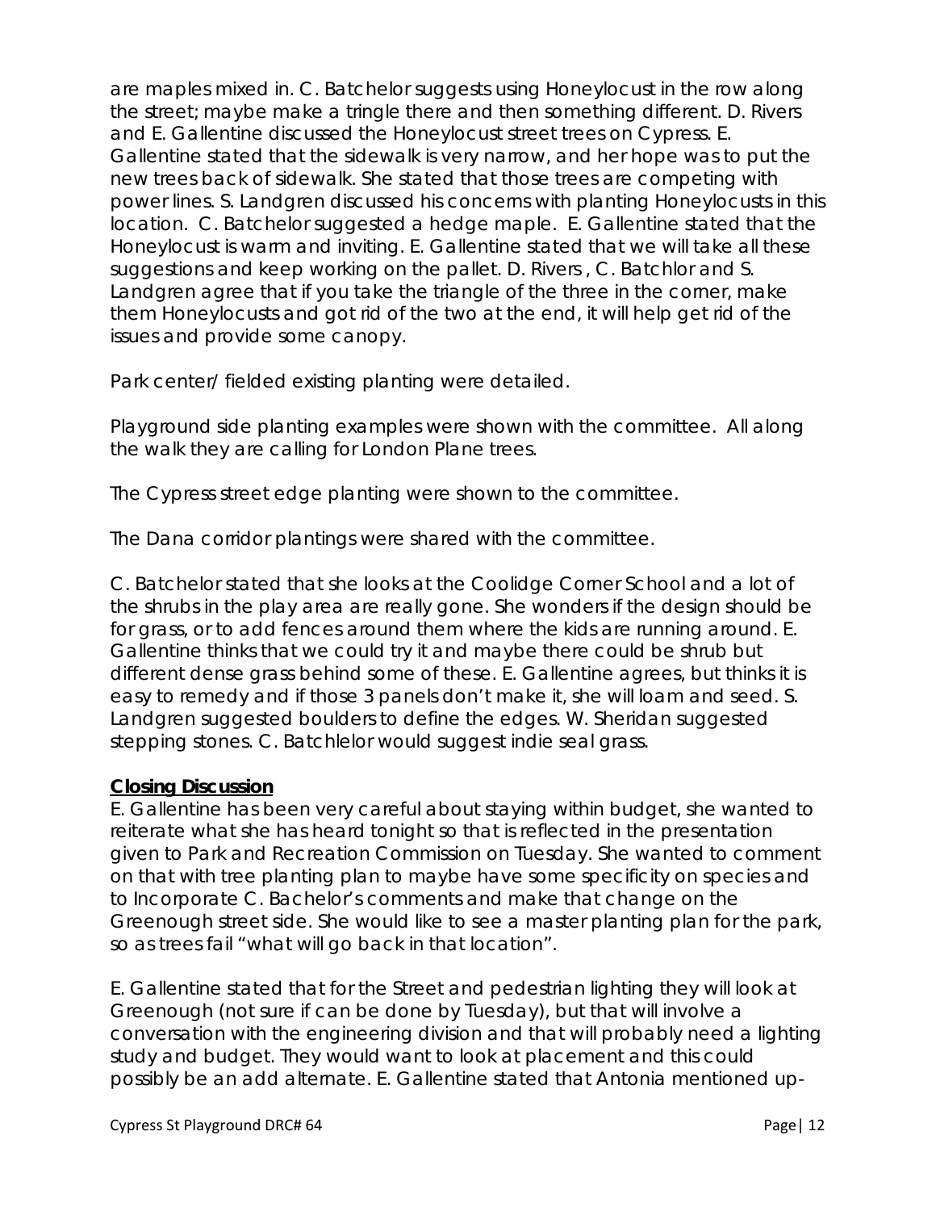are maples mixed in. C. Batchelor suggests using Honeylocust in the row along the street; maybe make a tringle there and then something different. D. Rivers and E. Gallentine discussed the Honeylocust street trees on Cypress. E. Gallentine stated that the sidewalk is very narrow, and her hope was to put the new trees back of sidewalk. She stated that those trees are competing with power lines. S. Landgren discussed his concerns with planting Honeylocusts in this location. C. Batchelor suggested a hedge maple. E. Gallentine stated that the Honeylocust is warm and inviting. E. Gallentine stated that we will take all these suggestions and keep working on the pallet. D. Rivers , C. Batchlor and S. Landgren agree that if you take the triangle of the three in the corner, make them Honeylocusts and got rid of the two at the end, it will help get rid of the issues and provide some canopy.

Park center/ fielded existing planting were detailed.

Playground side planting examples were shown with the committee. All along the walk they are calling for London Plane trees.

The Cypress street edge planting were shown to the committee.

The Dana corridor plantings were shared with the committee.

C. Batchelor stated that she looks at the Coolidge Corner School and a lot of the shrubs in the play area are really gone. She wonders if the design should be for grass, or to add fences around them where the kids are running around. E. Gallentine thinks that we could try it and maybe there could be shrub but different dense grass behind some of these. E. Gallentine agrees, but thinks it is easy to remedy and if those 3 panels don't make it, she will loam and seed. S. Landgren suggested boulders to define the edges. W. Sheridan suggested stepping stones. C. Batchlelor would suggest indie seal grass.

**Closing Discussion**

E. Gallentine has been very careful about staying within budget, she wanted to reiterate what she has heard tonight so that is reflected in the presentation given to Park and Recreation Commission on Tuesday. She wanted to comment on that with tree planting plan to maybe have some specificity on species and to Incorporate C. Bachelor's comments and make that change on the Greenough street side. She would like to see a master planting plan for the park, so as trees fail "what will go back in that location".

E. Gallentine stated that for the Street and pedestrian lighting they will look at Greenough (not sure if can be done by Tuesday), but that will involve a conversation with the engineering division and that will probably need a lighting study and budget. They would want to look at placement and this could possibly be an add alternate. E. Gallentine stated that Antonia mentioned up-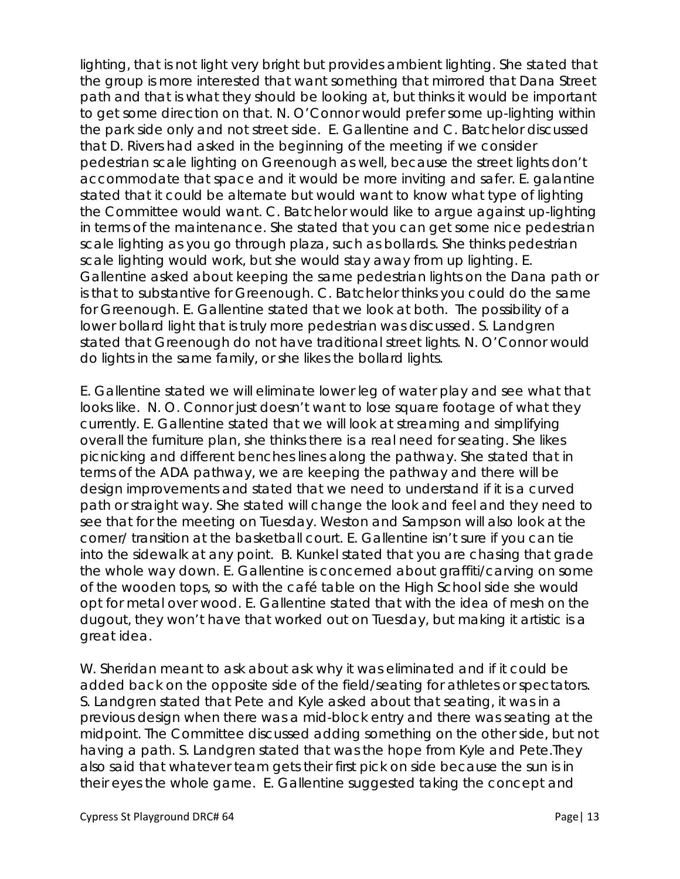lighting, that is not light very bright but provides ambient lighting. She stated that the group is more interested that want something that mirrored that Dana Street path and that is what they should be looking at, but thinks it would be important to get some direction on that. N. O'Connor would prefer some up-lighting within the park side only and not street side. E. Gallentine and C. Batchelor discussed that D. Rivers had asked in the beginning of the meeting if we consider pedestrian scale lighting on Greenough as well, because the street lights don't accommodate that space and it would be more inviting and safer. E. galantine stated that it could be alternate but would want to know what type of lighting the Committee would want. C. Batchelor would like to argue against up-lighting in terms of the maintenance. She stated that you can get some nice pedestrian scale lighting as you go through plaza, such as bollards. She thinks pedestrian scale lighting would work, but she would stay away from up lighting. E. Gallentine asked about keeping the same pedestrian lights on the Dana path or is that to substantive for Greenough. C. Batchelor thinks you could do the same for Greenough. E. Gallentine stated that we look at both. The possibility of a lower bollard light that is truly more pedestrian was discussed. S. Landgren stated that Greenough do not have traditional street lights. N. O'Connor would do lights in the same family, or she likes the bollard lights.

E. Gallentine stated we will eliminate lower leg of water play and see what that looks like. N. O. Connor just doesn't want to lose square footage of what they currently. E. Gallentine stated that we will look at streaming and simplifying overall the furniture plan, she thinks there is a real need for seating. She likes picnicking and different benches lines along the pathway. She stated that in terms of the ADA pathway, we are keeping the pathway and there will be design improvements and stated that we need to understand if it is a curved path or straight way. She stated will change the look and feel and they need to see that for the meeting on Tuesday. Weston and Sampson will also look at the corner/ transition at the basketball court. E. Gallentine isn't sure if you can tie into the sidewalk at any point. B. Kunkel stated that you are chasing that grade the whole way down. E. Gallentine is concerned about graffiti/carving on some of the wooden tops, so with the café table on the High School side she would opt for metal over wood. E. Gallentine stated that with the idea of mesh on the dugout, they won't have that worked out on Tuesday, but making it artistic is a great idea.

W. Sheridan meant to ask about ask why it was eliminated and if it could be added back on the opposite side of the field/seating for athletes or spectators. S. Landgren stated that Pete and Kyle asked about that seating, it was in a previous design when there was a mid-block entry and there was seating at the midpoint. The Committee discussed adding something on the other side, but not having a path. S. Landgren stated that was the hope from Kyle and Pete.They also said that whatever team gets their first pick on side because the sun is in their eyes the whole game. E. Gallentine suggested taking the concept and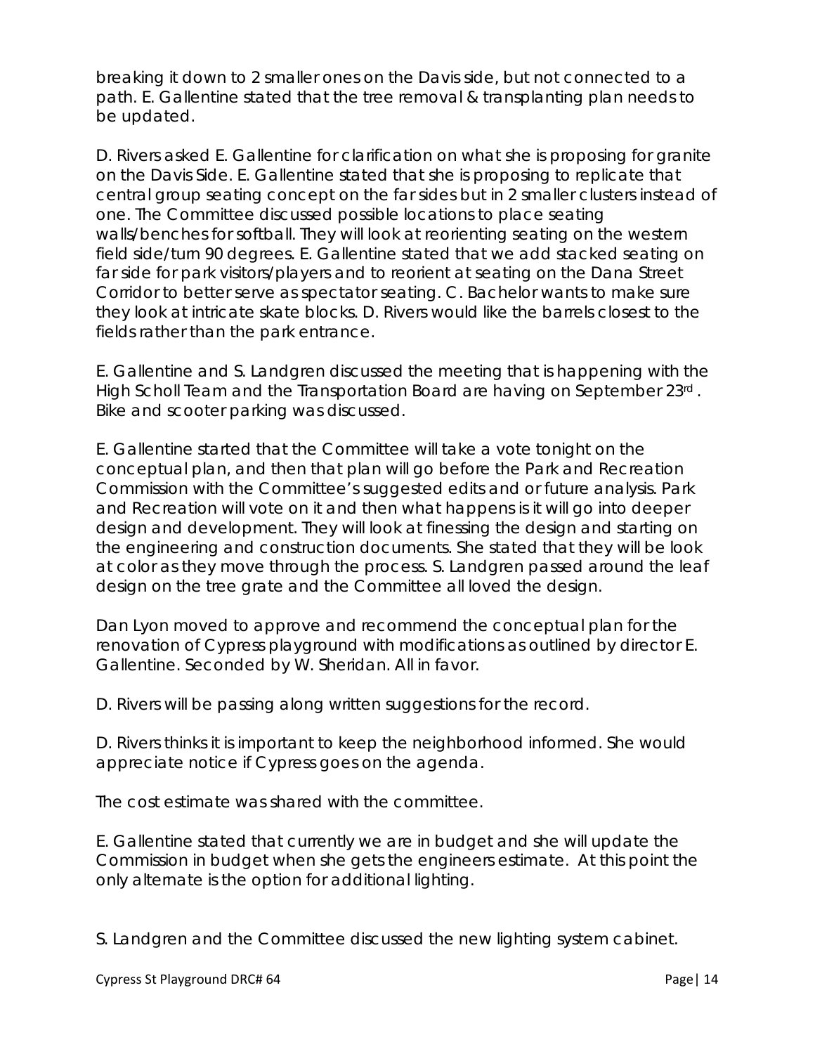breaking it down to 2 smaller ones on the Davis side, but not connected to a path. E. Gallentine stated that the tree removal & transplanting plan needs to be updated.

D. Rivers asked E. Gallentine for clarification on what she is proposing for granite on the Davis Side. E. Gallentine stated that she is proposing to replicate that central group seating concept on the far sides but in 2 smaller clusters instead of one. The Committee discussed possible locations to place seating walls/benches for softball. They will look at reorienting seating on the western field side/turn 90 degrees. E. Gallentine stated that we add stacked seating on far side for park visitors/players and to reorient at seating on the Dana Street Corridor to better serve as spectator seating. C. Bachelor wants to make sure they look at intricate skate blocks. D. Rivers would like the barrels closest to the fields rather than the park entrance.

E. Gallentine and S. Landgren discussed the meeting that is happening with the High Scholl Team and the Transportation Board are having on September 23rd . Bike and scooter parking was discussed.

E. Gallentine started that the Committee will take a vote tonight on the conceptual plan, and then that plan will go before the Park and Recreation Commission with the Committee's suggested edits and or future analysis. Park and Recreation will vote on it and then what happens is it will go into deeper design and development. They will look at finessing the design and starting on the engineering and construction documents. She stated that they will be look at color as they move through the process. S. Landgren passed around the leaf design on the tree grate and the Committee all loved the design.

Dan Lyon moved to approve and recommend the conceptual plan for the renovation of Cypress playground with modifications as outlined by director E. Gallentine. Seconded by W. Sheridan. All in favor.

D. Rivers will be passing along written suggestions for the record.

D. Rivers thinks it is important to keep the neighborhood informed. She would appreciate notice if Cypress goes on the agenda.

The cost estimate was shared with the committee.

E. Gallentine stated that currently we are in budget and she will update the Commission in budget when she gets the engineers estimate. At this point the only alternate is the option for additional lighting.

S. Landgren and the Committee discussed the new lighting system cabinet.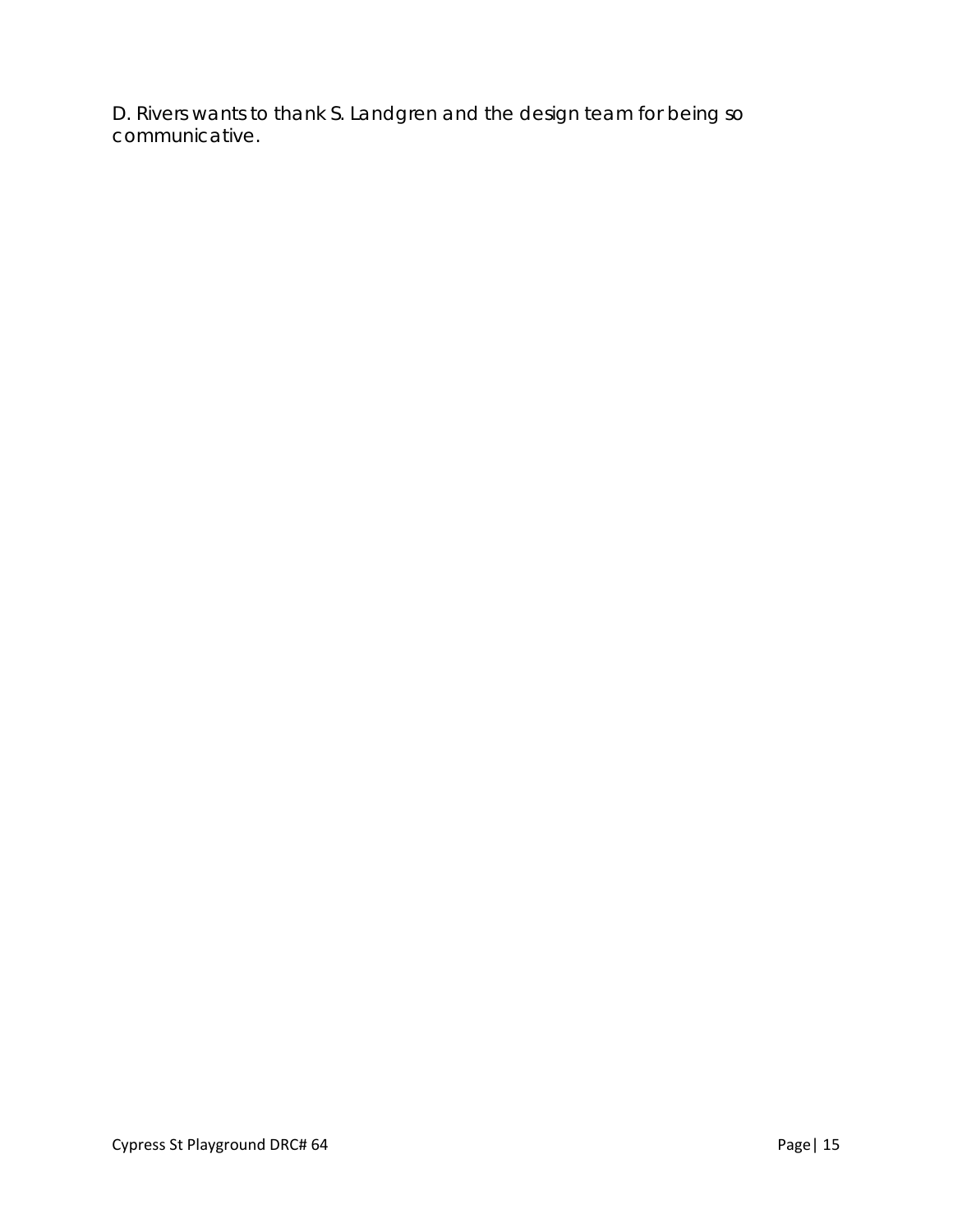D. Rivers wants to thank S. Landgren and the design team for being so communicative.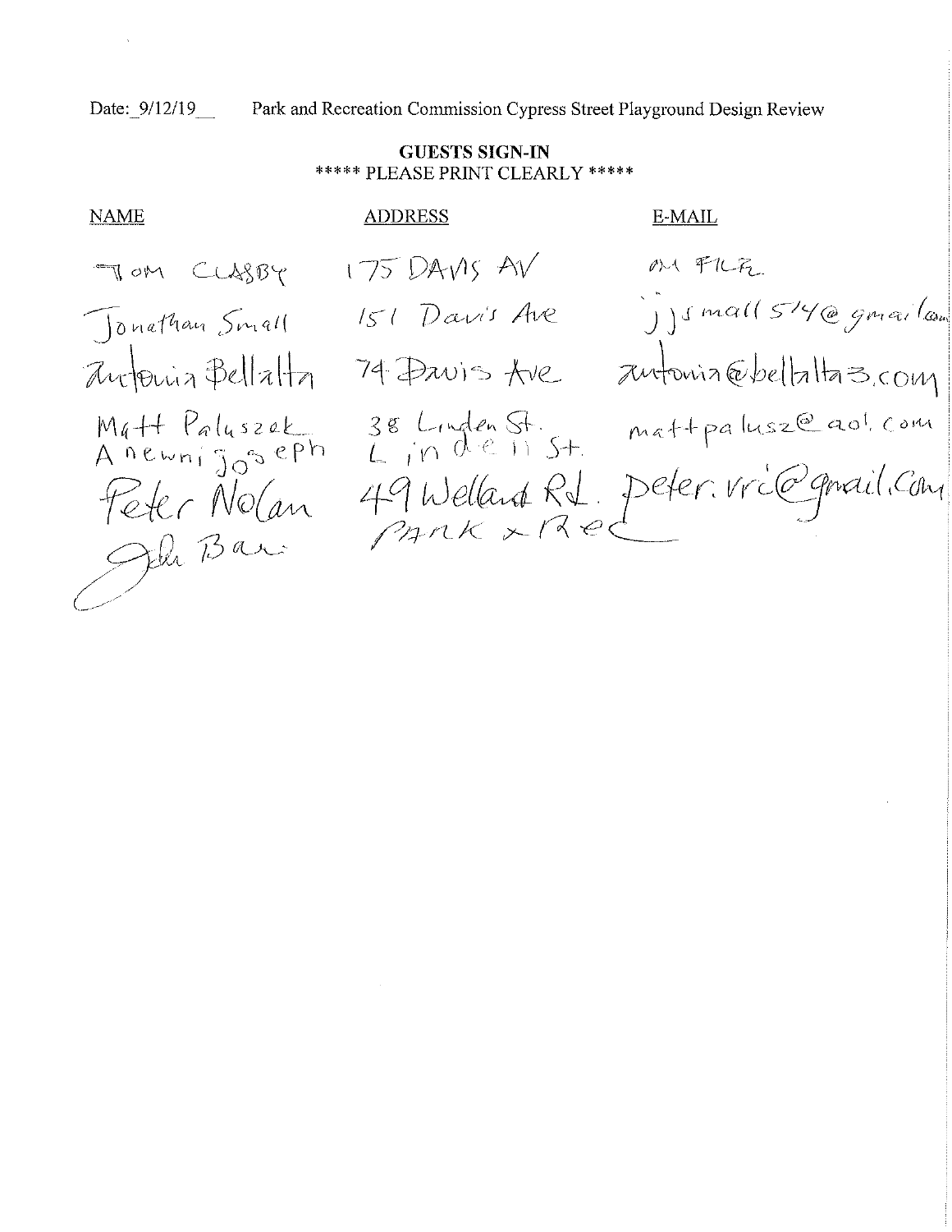Date: 9/12/19 Park and Recreation Commission Cypress Street Playground Design Review

**GUESTS SIGN-IN**

\*\*\*\*\* PLEASE PRINT CLEARLY \*\*\*\*\*

| NAME | ADDRESS | E-MAIL |
|---|---|---|
| TOM CLASBY | 175 DAVIS AV | ON FILE |
| Jonathan Small | 151 Davis Ave | jjsmall514@gmail.com |
| Antonia Bellalta | 74 Davis Ave | antonia@bellalta3.com |
| Matt Paluszek | 38 Linden St. | mattpalusz@aol.com |
| Anewni Joseph | Linden St. | |
| Peter Nolan | 49 Welland Rd. | peter.vrc@gmail.com |
| John Bain | PARK & REC | |